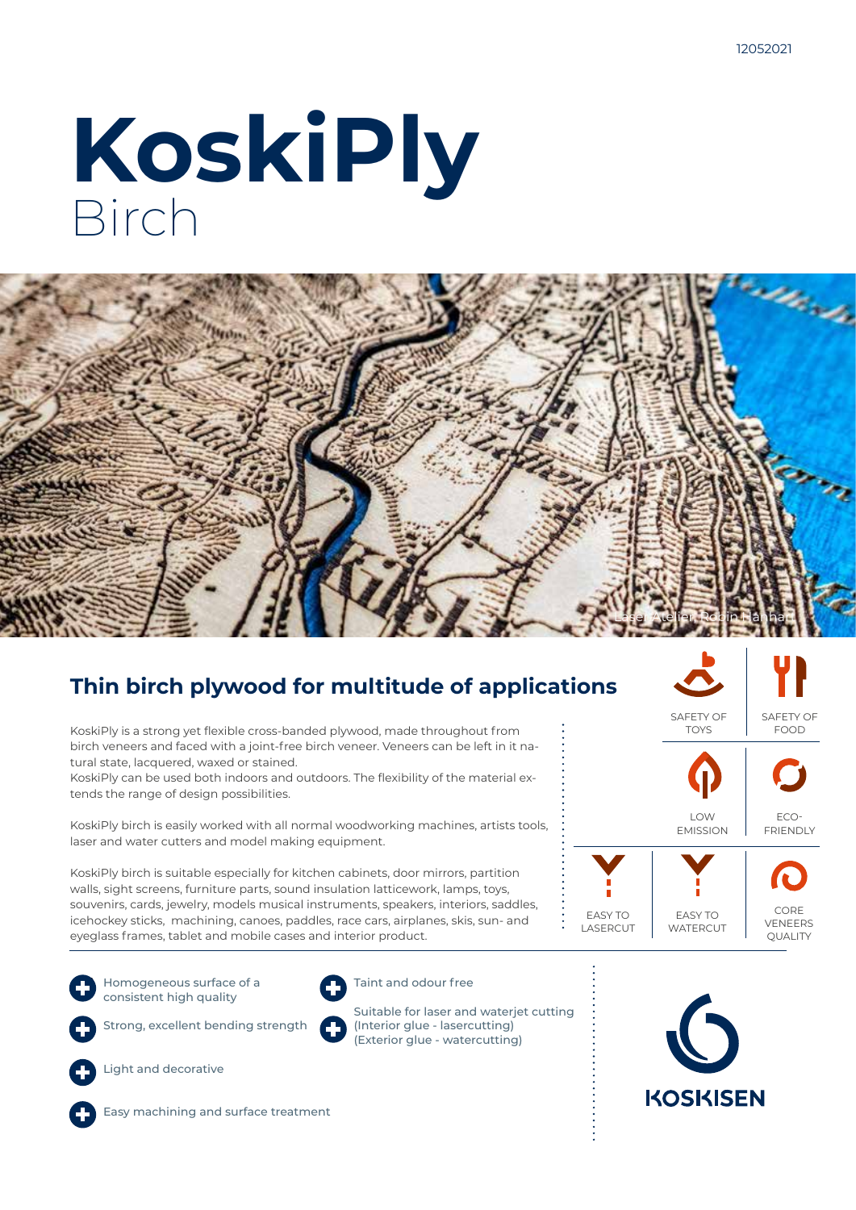12052021

# KoskiPly
Birch

Laser Atelier, Robin Hanhart

## Thin birch plywood for multitude of applications

KoskiPly is a strong yet flexible cross-banded plywood, made throughout from birch veneers and faced with a joint-free birch veneer. Veneers can be left in it natural state, lacquered, waxed or stained.
KoskiPly can be used both indoors and outdoors. The flexibility of the material extends the range of design possibilities.

KoskiPly birch is easily worked with all normal woodworking machines, artists tools, laser and water cutters and model making equipment.

KoskiPly birch is suitable especially for kitchen cabinets, door mirrors, partition walls, sight screens, furniture parts, sound insulation latticework, lamps, toys, souvenirs, cards, jewelry, models musical instruments, speakers, interiors, saddles, icehockey sticks, machining, canoes, paddles, race cars, airplanes, skis, sun- and eyeglass frames, tablet and mobile cases and interior product.

- SAFETY OF TOYS
- SAFETY OF FOOD
- LOW EMISSION
- ECO-FRIENDLY
- EASY TO LASERCUT
- EASY TO WATERCUT
- CORE VENEERS QUALITY

- Homogeneous surface of a consistent high quality
- Strong, excellent bending strength
- Light and decorative
- Easy machining and surface treatment
- Taint and odour free
- Suitable for laser and waterjet cutting (Interior glue - lasercutting) (Exterior glue - watercutting)

KOSKISEN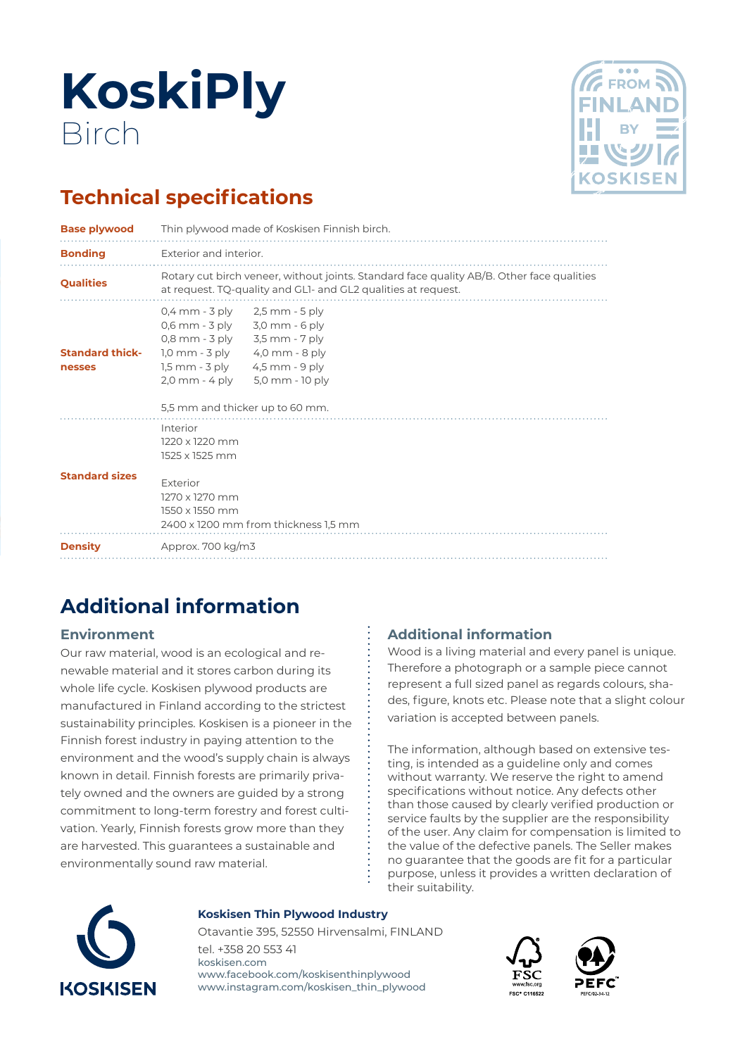# KoskiPly
Birch

## Technical specifications

| | |
|---|---|
| **Base plywood** | Thin plywood made of Koskisen Finnish birch. |
| **Bonding** | Exterior and interior. |
| **Qualities** | Rotary cut birch veneer, without joints. Standard face quality AB/B. Other face qualities at request. TQ-quality and GL1- and GL2 qualities at request. |
| **Standard thicknesses** | 0,4 mm - 3 ply<br>0,6 mm - 3 ply<br>0,8 mm - 3 ply<br>1,0 mm - 3 ply<br>1,5 mm - 3 ply<br>2,0 mm - 4 ply<br>2,5 mm - 5 ply<br>3,0 mm - 6 ply<br>3,5 mm - 7 ply<br>4,0 mm - 8 ply<br>4,5 mm - 9 ply<br>5,0 mm - 10 ply<br><br>5,5 mm and thicker up to 60 mm. |
| **Standard sizes** | Interior<br>1220 x 1220 mm<br>1525 x 1525 mm<br><br>Exterior<br>1270 x 1270 mm<br>1550 x 1550 mm<br>2400 x 1200 mm from thickness 1,5 mm |
| **Density** | Approx. 700 kg/m3 |

## Additional information

### Environment

Our raw material, wood is an ecological and renewable material and it stores carbon during its whole life cycle. Koskisen plywood products are manufactured in Finland according to the strictest sustainability principles. Koskisen is a pioneer in the Finnish forest industry in paying attention to the environment and the wood's supply chain is always known in detail. Finnish forests are primarily privately owned and the owners are guided by a strong commitment to long-term forestry and forest cultivation. Yearly, Finnish forests grow more than they are harvested. This guarantees a sustainable and environmentally sound raw material.

### Additional information

Wood is a living material and every panel is unique. Therefore a photograph or a sample piece cannot represent a full sized panel as regards colours, shades, figure, knots etc. Please note that a slight colour variation is accepted between panels.

The information, although based on extensive testing, is intended as a guideline only and comes without warranty. We reserve the right to amend specifications without notice. Any defects other than those caused by clearly verified production or service faults by the supplier are the responsibility of the user. Any claim for compensation is limited to the value of the defective panels. The Seller makes no guarantee that the goods are fit for a particular purpose, unless it provides a written declaration of their suitability.

**Koskisen Thin Plywood Industry**
Otavantie 395, 52550 Hirvensalmi, FINLAND
tel. +358 20 553 41
koskisen.com
www.facebook.com/koskisenthinplywood
www.instagram.com/koskisen_thin_plywood